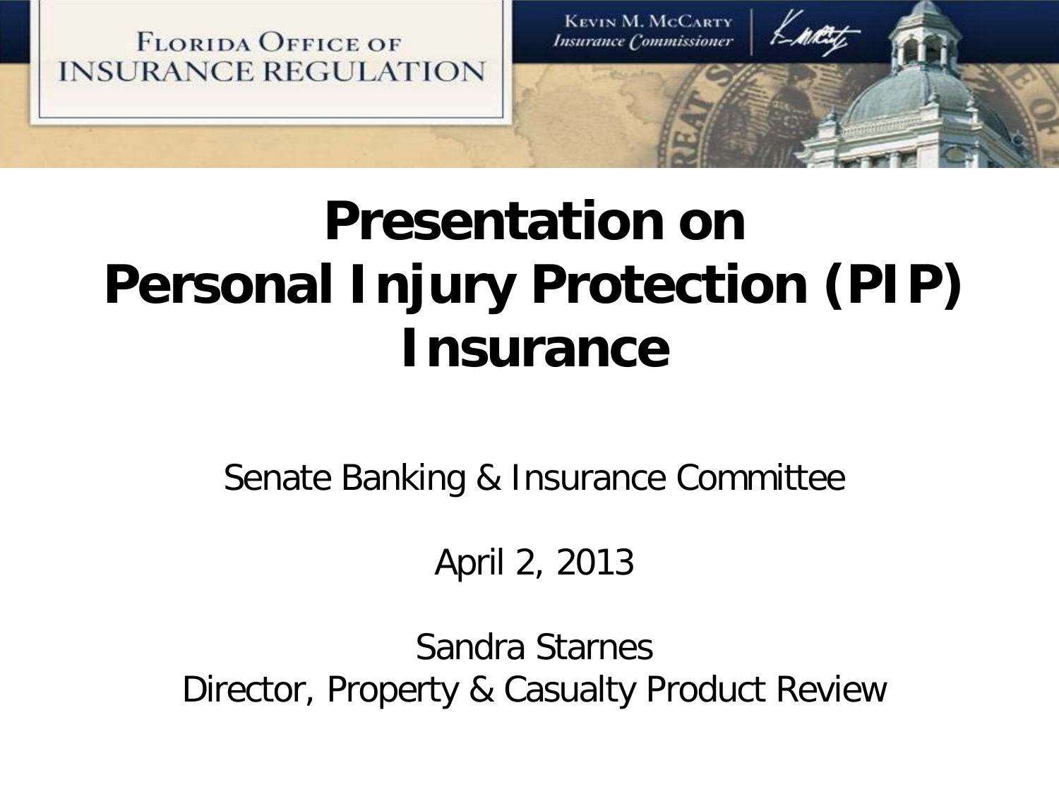FLORIDA OFFICE OF INSURANCE REGULATION

KEVIN M. MCCARTY
*Insurance Commissioner*

# Presentation on Personal Injury Protection (PIP) Insurance

Senate Banking & Insurance Committee

April 2, 2013

Sandra Starnes
Director, Property & Casualty Product Review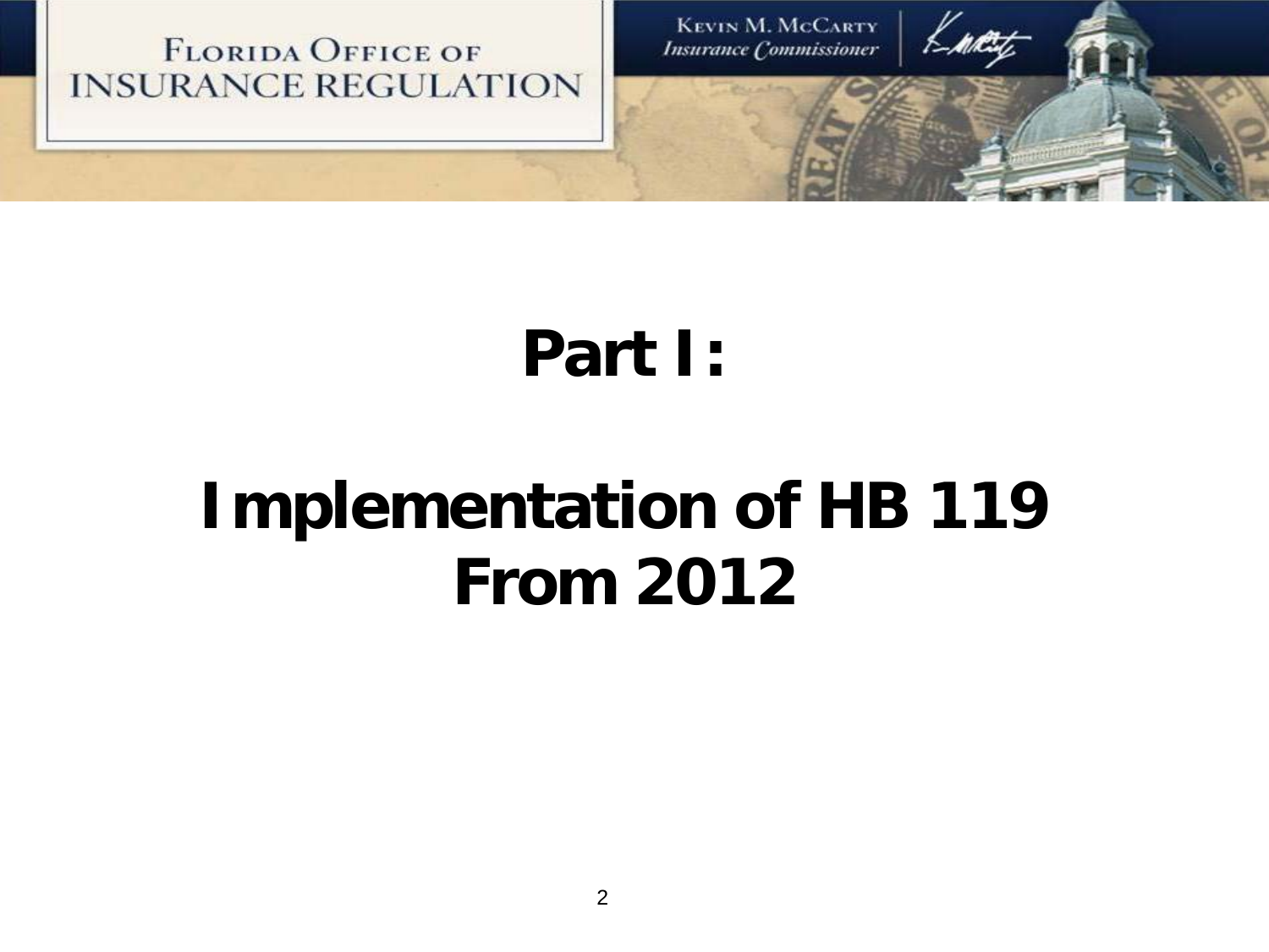# Part I:

# Implementation of HB 119 From 2012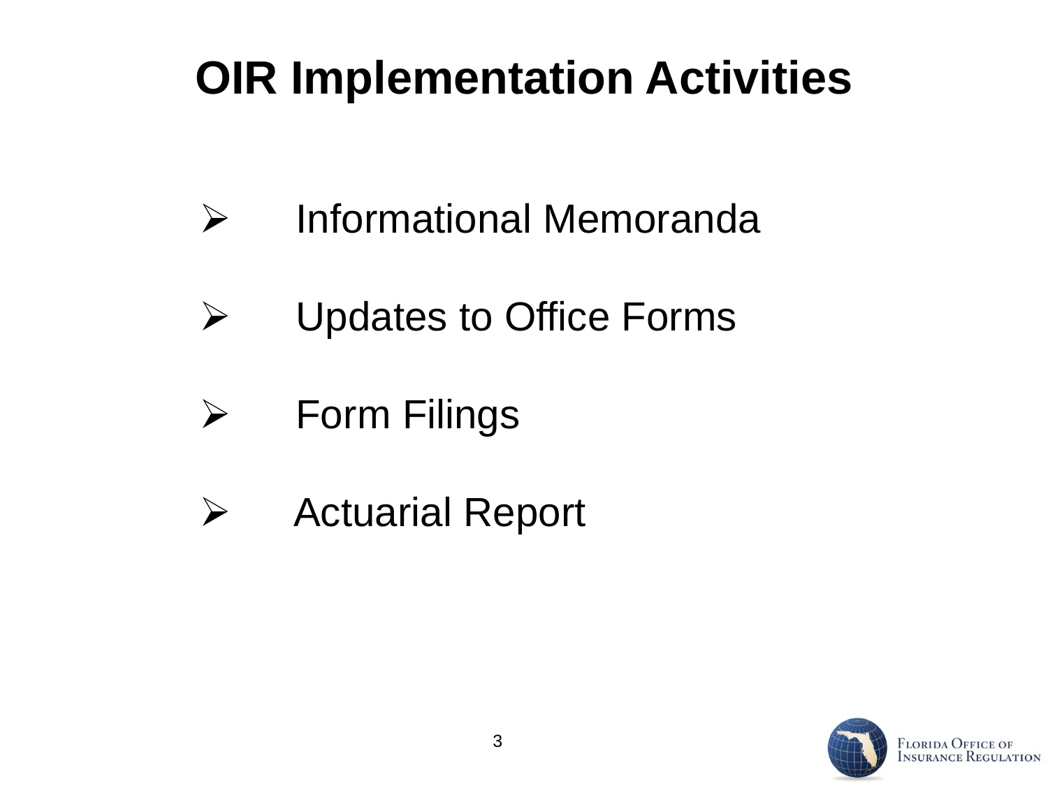# OIR Implementation Activities

- Informational Memoranda
- Updates to Office Forms
- Form Filings
- Actuarial Report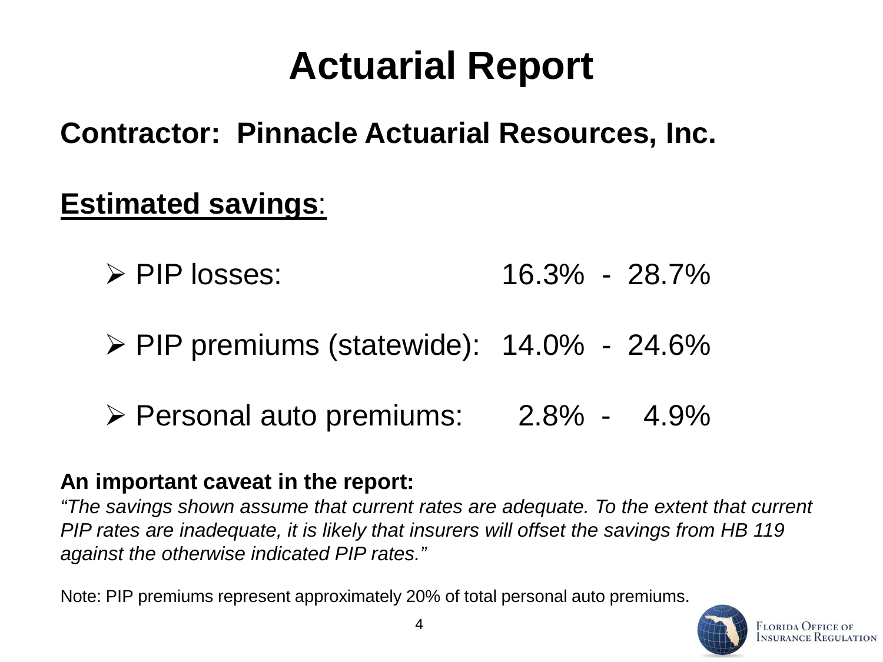# Actuarial Report

## Contractor: Pinnacle Actuarial Resources, Inc.

## Estimated savings:

- PIP losses: 16.3% - 28.7%
- PIP premiums (statewide): 14.0% - 24.6%
- Personal auto premiums: 2.8% - 4.9%

**An important caveat in the report:**

*"The savings shown assume that current rates are adequate. To the extent that current PIP rates are inadequate, it is likely that insurers will offset the savings from HB 119 against the otherwise indicated PIP rates."*

Note: PIP premiums represent approximately 20% of total personal auto premiums.

Florida Office of Insurance Regulation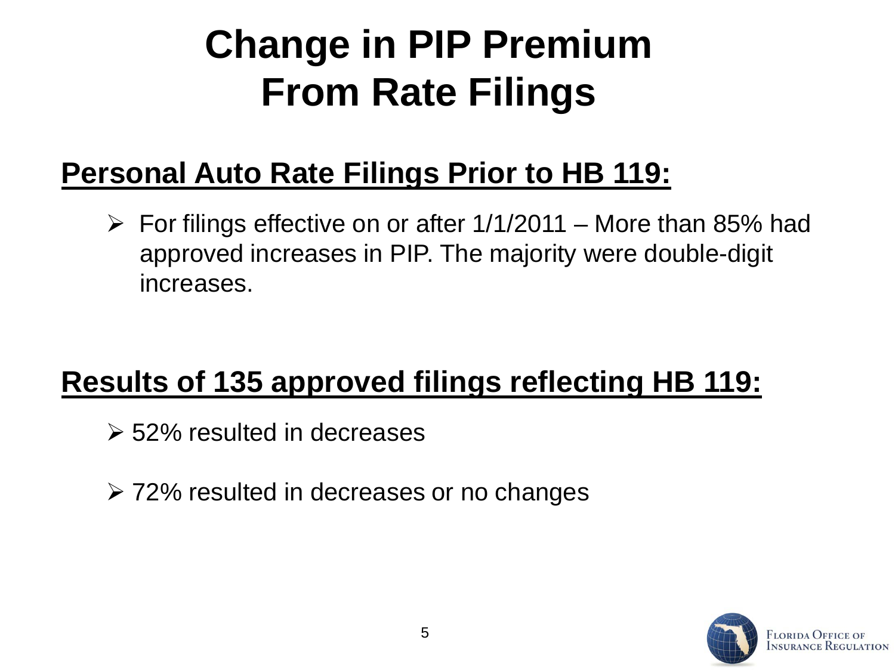# Change in PIP Premium From Rate Filings

## Personal Auto Rate Filings Prior to HB 119:

- For filings effective on or after 1/1/2011 – More than 85% had approved increases in PIP. The majority were double-digit increases.

## Results of 135 approved filings reflecting HB 119:

- 52% resulted in decreases
- 72% resulted in decreases or no changes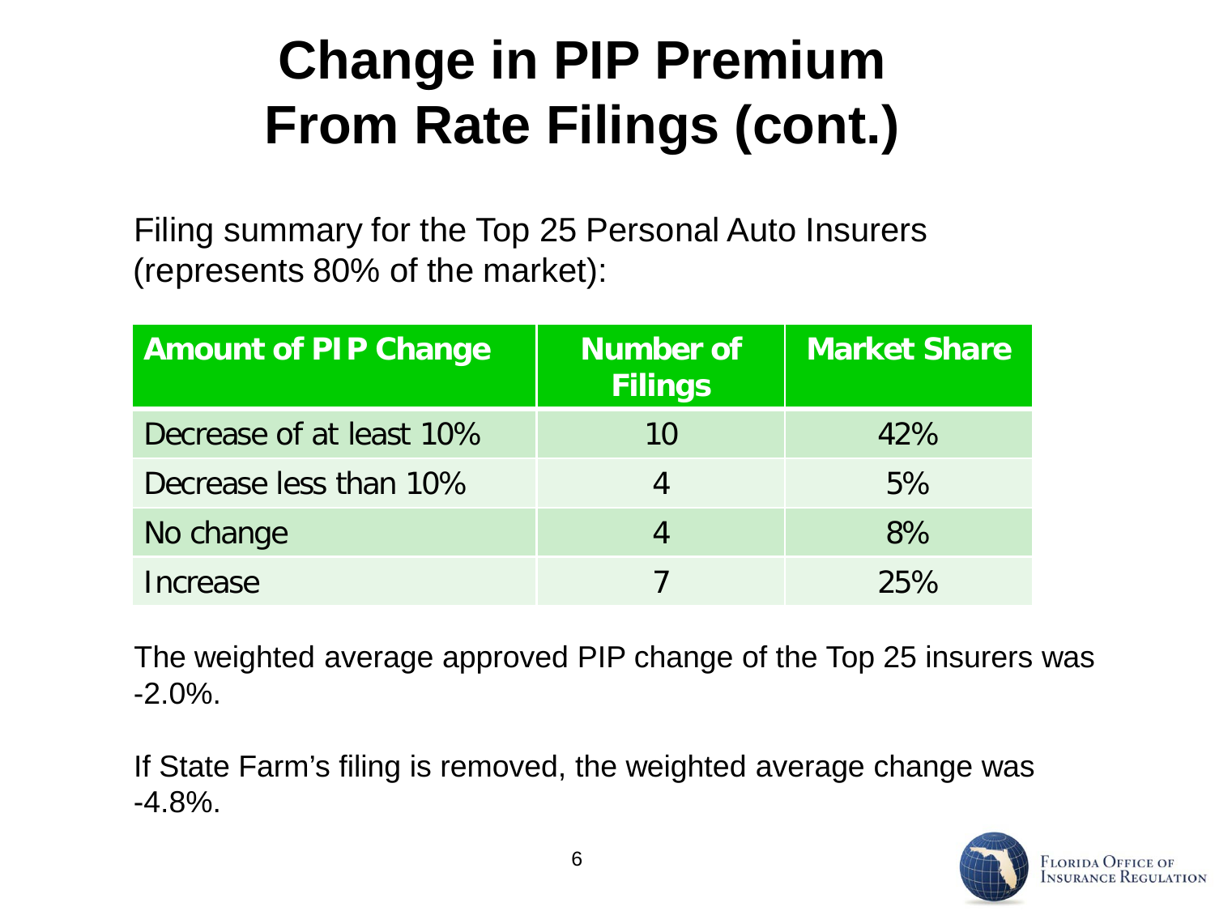# Change in PIP Premium From Rate Filings (cont.)

Filing summary for the Top 25 Personal Auto Insurers (represents 80% of the market):

| Amount of PIP Change | Number of Filings | Market Share |
|---|---|---|
| Decrease of at least 10% | 10 | 42% |
| Decrease less than 10% | 4 | 5% |
| No change | 4 | 8% |
| Increase | 7 | 25% |

The weighted average approved PIP change of the Top 25 insurers was -2.0%.

If State Farm's filing is removed, the weighted average change was -4.8%.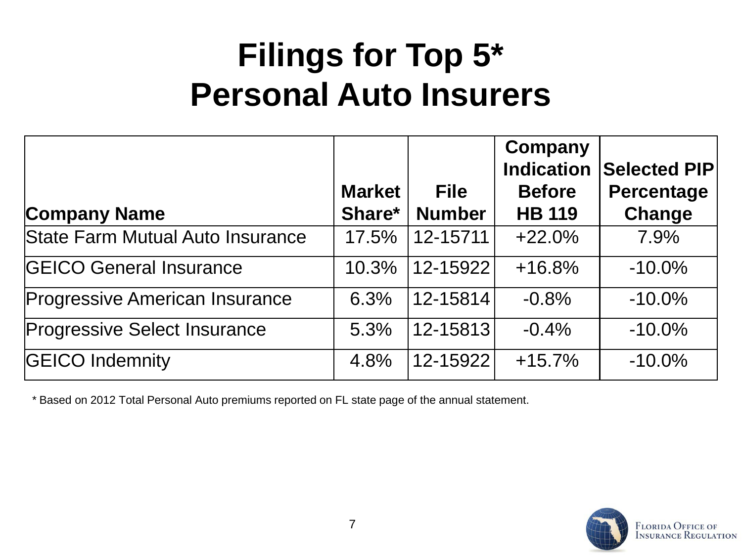# Filings for Top 5* Personal Auto Insurers

| Company Name | Market Share* | File Number | Company Indication Before HB 119 | Selected PIP Percentage Change |
|---|---|---|---|---|
| State Farm Mutual Auto Insurance | 17.5% | 12-15711 | +22.0% | 7.9% |
| GEICO General Insurance | 10.3% | 12-15922 | +16.8% | -10.0% |
| Progressive American Insurance | 6.3% | 12-15814 | -0.8% | -10.0% |
| Progressive Select Insurance | 5.3% | 12-15813 | -0.4% | -10.0% |
| GEICO Indemnity | 4.8% | 12-15922 | +15.7% | -10.0% |

* Based on 2012 Total Personal Auto premiums reported on FL state page of the annual statement.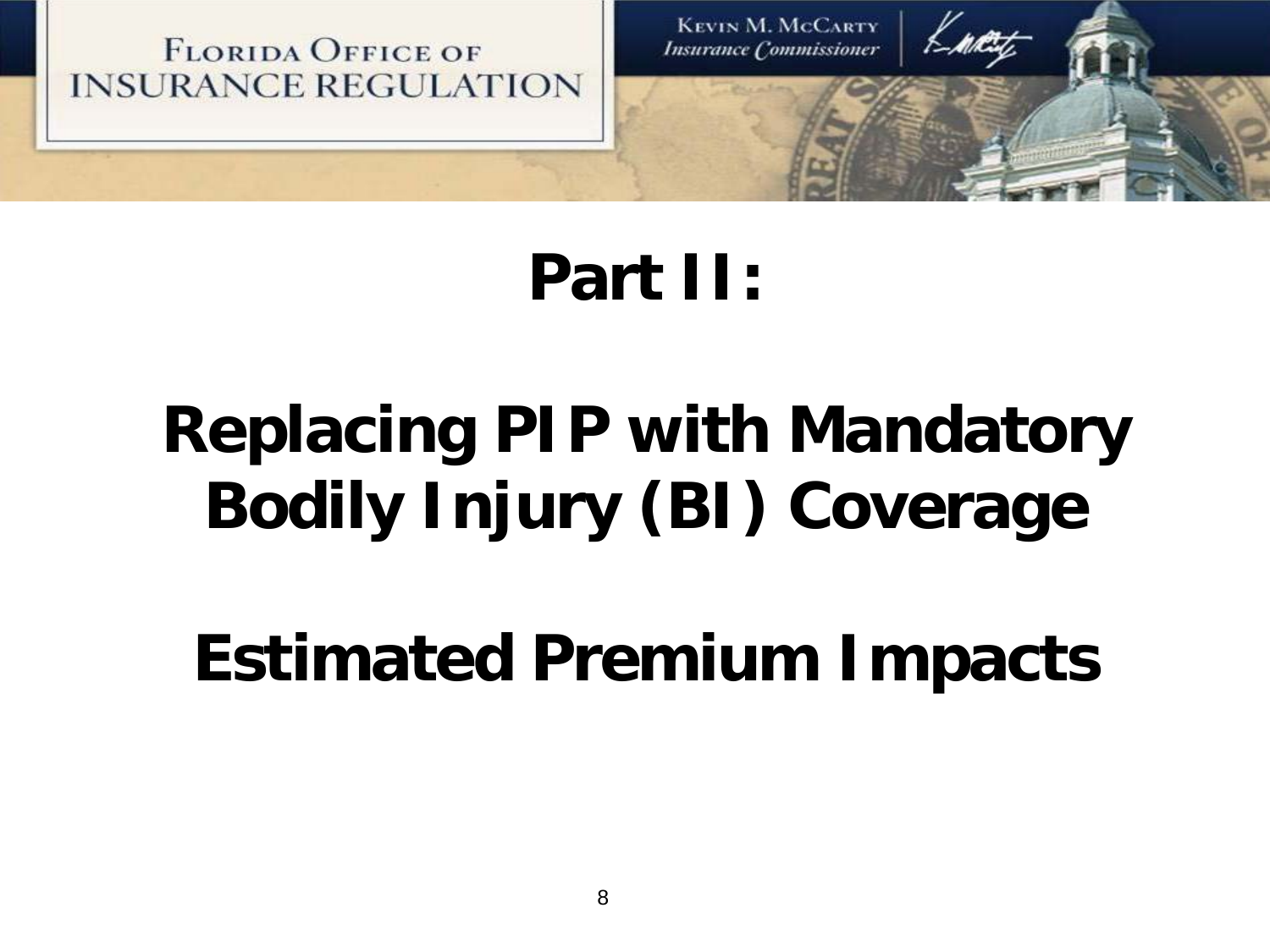# Part II:

# Replacing PIP with Mandatory Bodily Injury (BI) Coverage

# Estimated Premium Impacts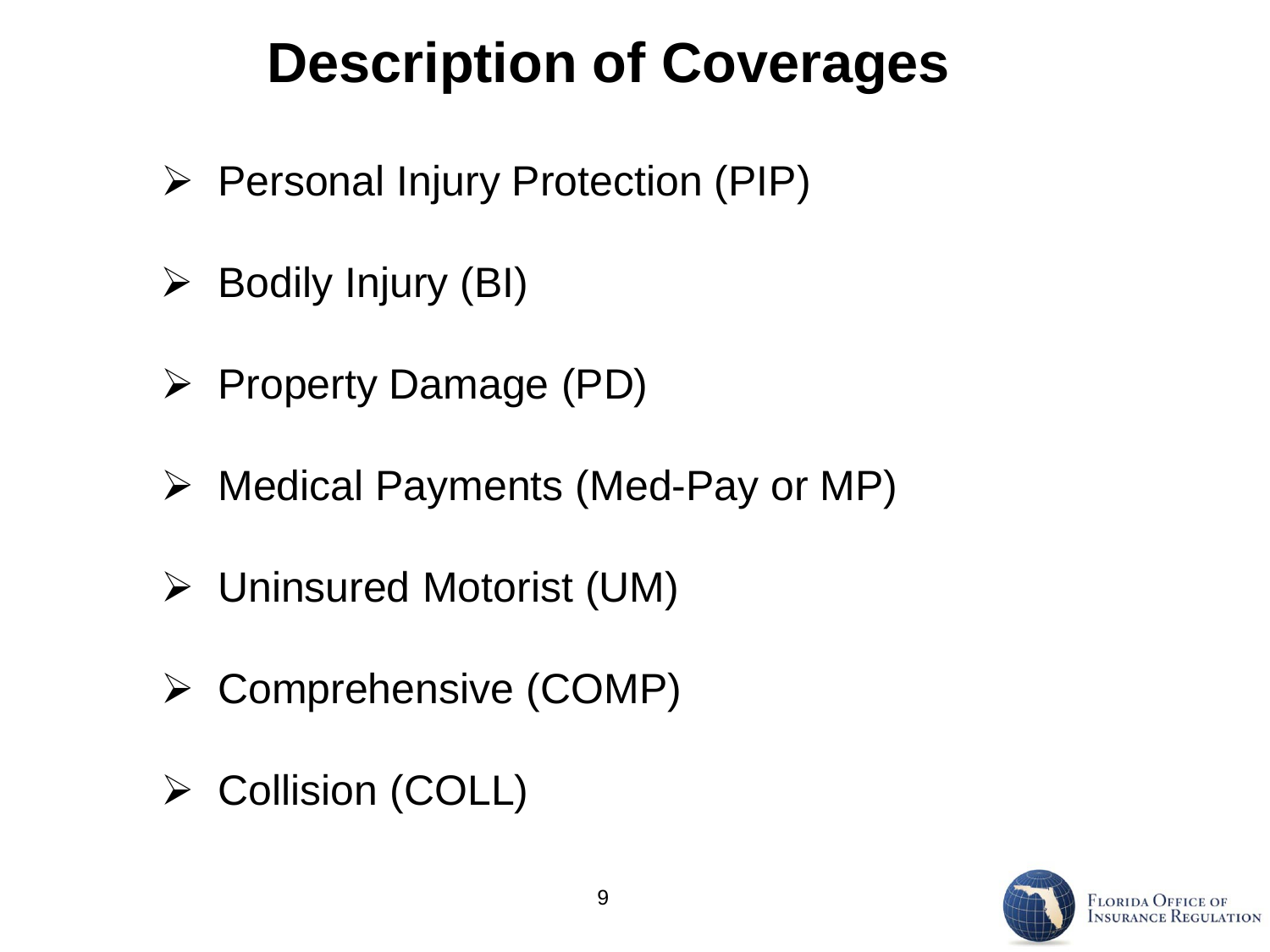# Description of Coverages

- Personal Injury Protection (PIP)
- Bodily Injury (BI)
- Property Damage (PD)
- Medical Payments (Med-Pay or MP)
- Uninsured Motorist (UM)
- Comprehensive (COMP)
- Collision (COLL)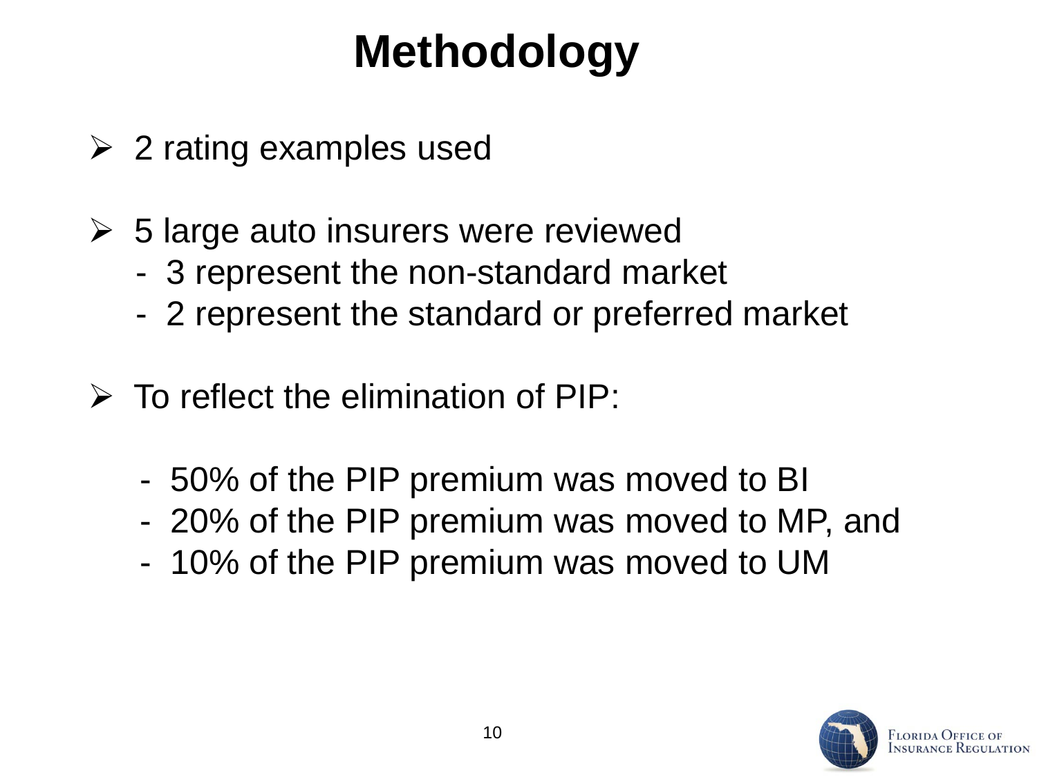# Methodology

- 2 rating examples used

- 5 large auto insurers were reviewed
  - 3 represent the non-standard market
  - 2 represent the standard or preferred market

- To reflect the elimination of PIP:

  - 50% of the PIP premium was moved to BI
  - 20% of the PIP premium was moved to MP, and
  - 10% of the PIP premium was moved to UM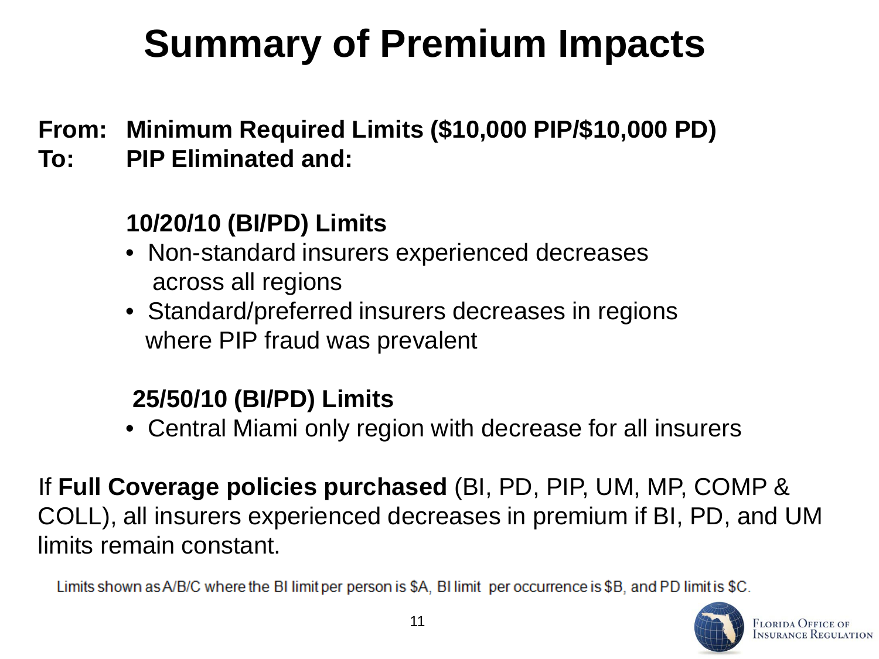# Summary of Premium Impacts

**From: Minimum Required Limits ($10,000 PIP/$10,000 PD)**
**To: PIP Eliminated and:**

**10/20/10 (BI/PD) Limits**

- Non-standard insurers experienced decreases across all regions
- Standard/preferred insurers decreases in regions where PIP fraud was prevalent

**25/50/10 (BI/PD) Limits**

- Central Miami only region with decrease for all insurers

If **Full Coverage policies purchased** (BI, PD, PIP, UM, MP, COMP & COLL), all insurers experienced decreases in premium if BI, PD, and UM limits remain constant.

Limits shown as A/B/C where the BI limit per person is $A, BI limit per occurrence is $B, and PD limit is $C.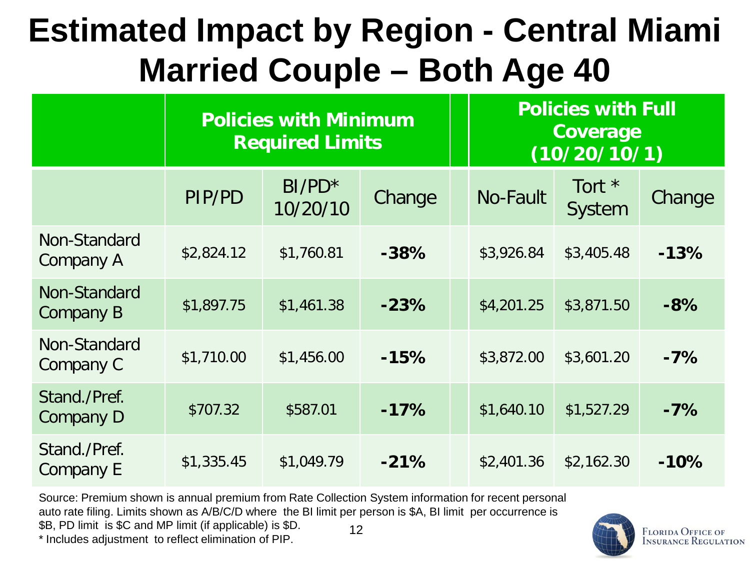# Estimated Impact by Region - Central Miami Married Couple – Both Age 40

| | Policies with Minimum Required Limits | | | Policies with Full Coverage (10/20/10/1) | | |
|---|---|---|---|---|---|---|
| | PIP/PD | BI/PD* 10/20/10 | Change | No-Fault | Tort * System | Change |
| Non-Standard Company A | $2,824.12 | $1,760.81 | **-38%** | $3,926.84 | $3,405.48 | **-13%** |
| Non-Standard Company B | $1,897.75 | $1,461.38 | **-23%** | $4,201.25 | $3,871.50 | **-8%** |
| Non-Standard Company C | $1,710.00 | $1,456.00 | **-15%** | $3,872.00 | $3,601.20 | **-7%** |
| Stand./Pref. Company D | $707.32 | $587.01 | **-17%** | $1,640.10 | $1,527.29 | **-7%** |
| Stand./Pref. Company E | $1,335.45 | $1,049.79 | **-21%** | $2,401.36 | $2,162.30 | **-10%** |

Source: Premium shown is annual premium from Rate Collection System information for recent personal auto rate filing. Limits shown as A/B/C/D where the BI limit per person is $A, BI limit per occurrence is $B, PD limit is $C and MP limit (if applicable) is $D.

* Includes adjustment to reflect elimination of PIP.

Florida Office of Insurance Regulation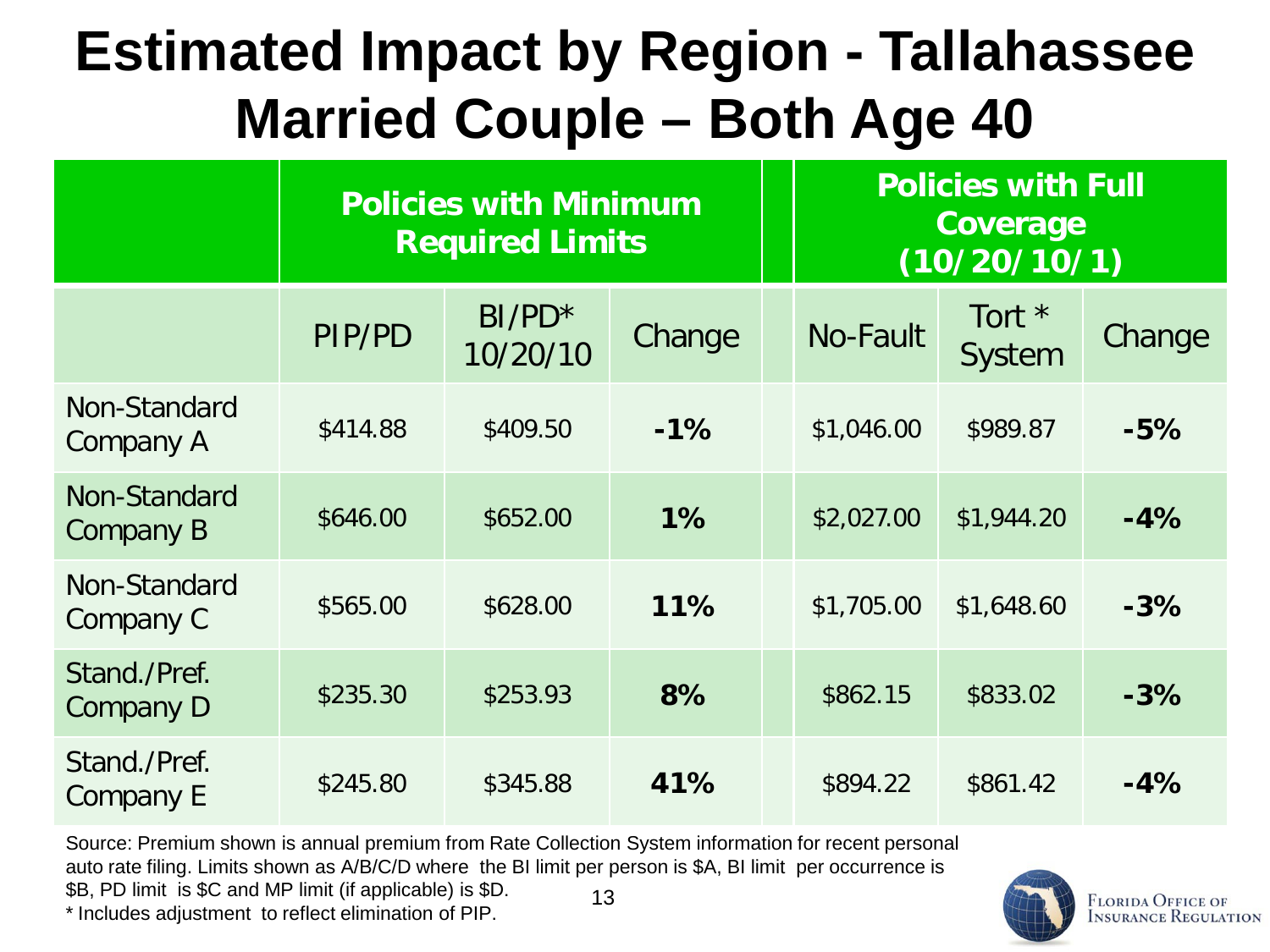# Estimated Impact by Region - Tallahassee Married Couple – Both Age 40

| | Policies with Minimum Required Limits | | | Policies with Full Coverage (10/20/10/1) | | |
|---|---|---|---|---|---|---|
| | PIP/PD | BI/PD* 10/20/10 | Change | No-Fault | Tort * System | Change |
| Non-Standard Company A | $414.88 | $409.50 | **-1%** | $1,046.00 | $989.87 | **-5%** |
| Non-Standard Company B | $646.00 | $652.00 | **1%** | $2,027.00 | $1,944.20 | **-4%** |
| Non-Standard Company C | $565.00 | $628.00 | **11%** | $1,705.00 | $1,648.60 | **-3%** |
| Stand./Pref. Company D | $235.30 | $253.93 | **8%** | $862.15 | $833.02 | **-3%** |
| Stand./Pref. Company E | $245.80 | $345.88 | **41%** | $894.22 | $861.42 | **-4%** |

Source: Premium shown is annual premium from Rate Collection System information for recent personal auto rate filing. Limits shown as A/B/C/D where the BI limit per person is $A, BI limit per occurrence is $B, PD limit is $C and MP limit (if applicable) is $D.

* Includes adjustment to reflect elimination of PIP.

Florida Office of Insurance Regulation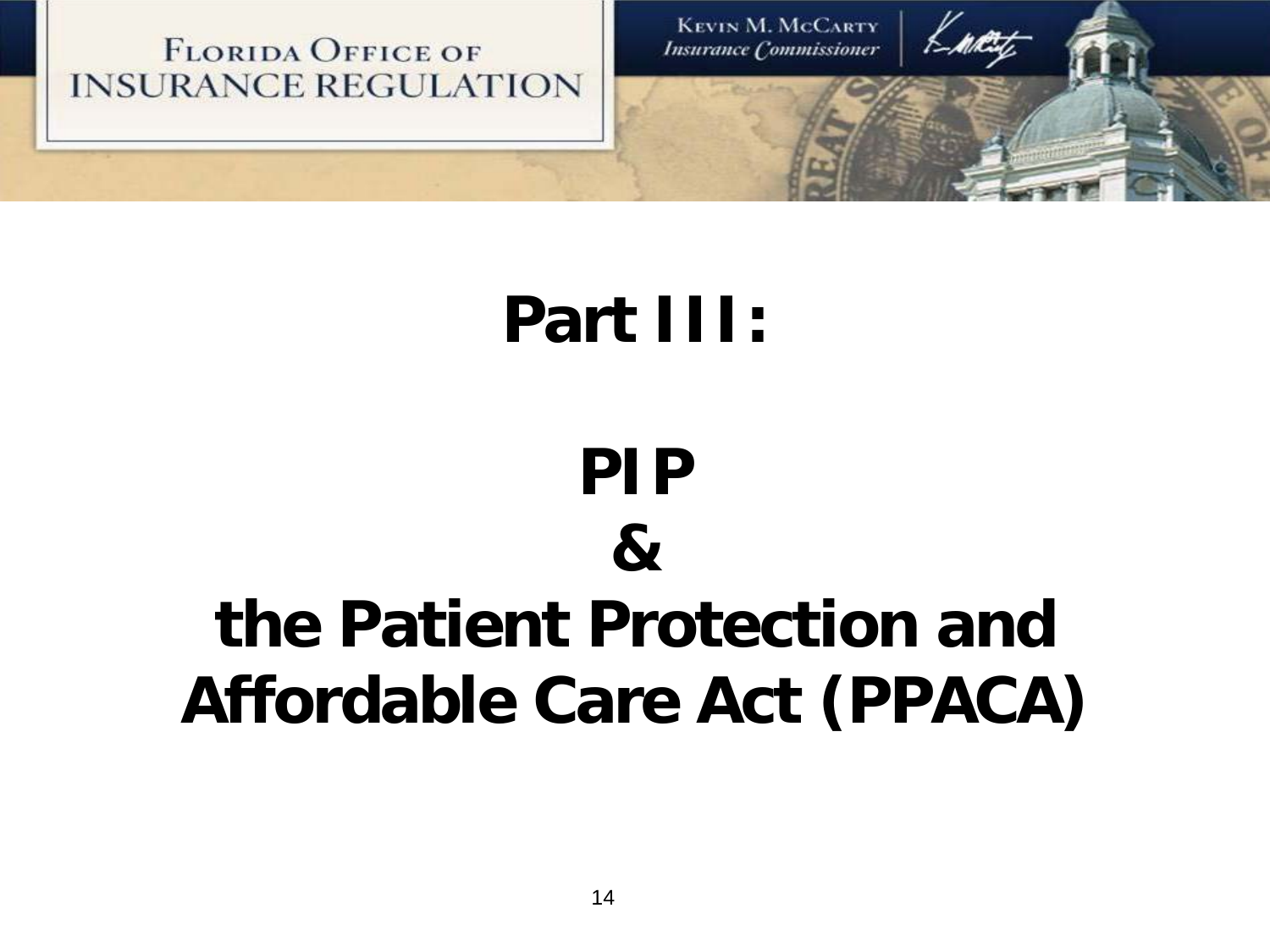# Part III:

# PIP
# &
# the Patient Protection and Affordable Care Act (PPACA)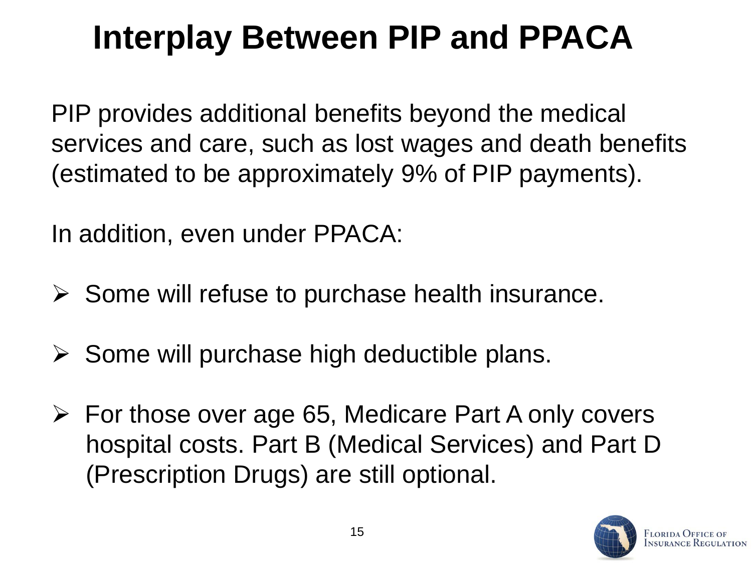# Interplay Between PIP and PPACA

PIP provides additional benefits beyond the medical services and care, such as lost wages and death benefits (estimated to be approximately 9% of PIP payments).

In addition, even under PPACA:

- Some will refuse to purchase health insurance.
- Some will purchase high deductible plans.
- For those over age 65, Medicare Part A only covers hospital costs. Part B (Medical Services) and Part D (Prescription Drugs) are still optional.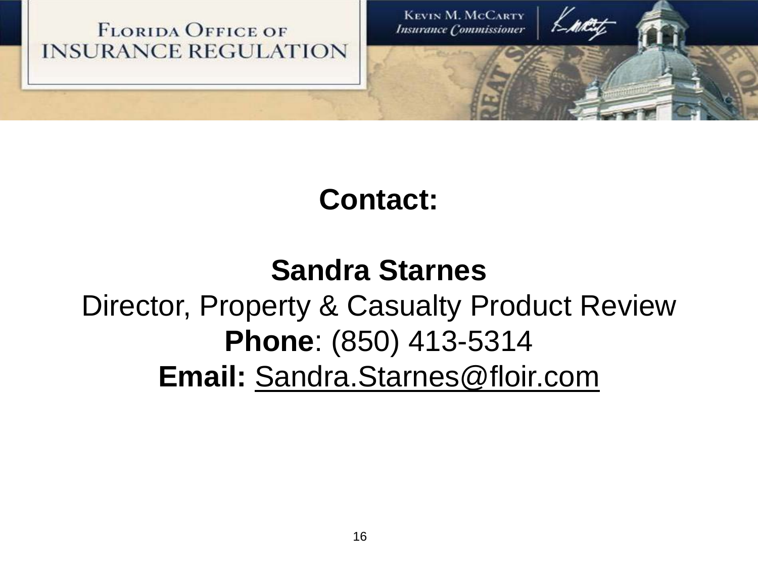FLORIDA OFFICE OF INSURANCE REGULATION

KEVIN M. MCCARTY
*Insurance Commissioner*

## Contact:

**Sandra Starnes**

Director, Property & Casualty Product Review

**Phone**: (850) 413-5314

**Email:** Sandra.Starnes@floir.com